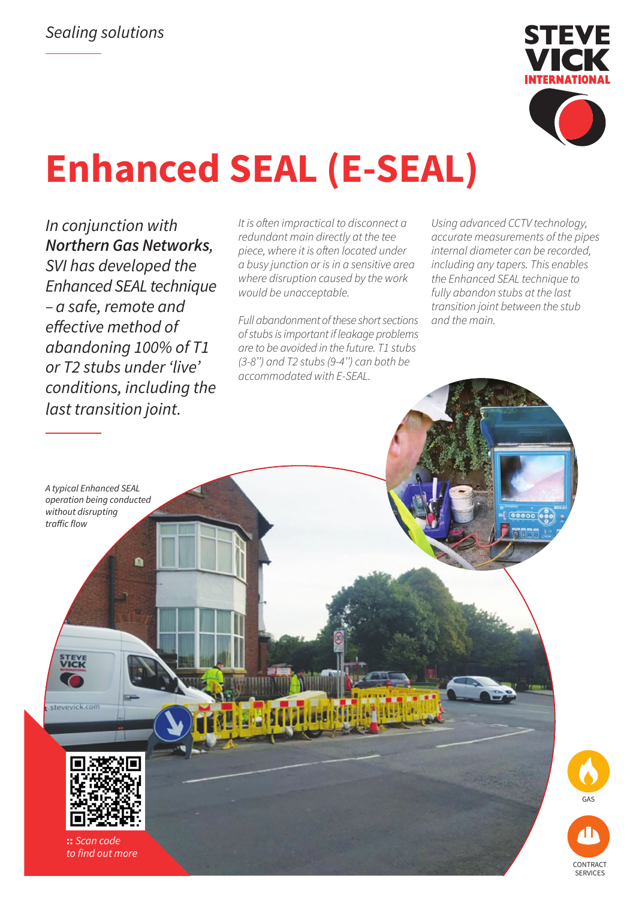*Sealing solutions*

STEVE VICK INTERNATIONAL

# Enhanced SEAL (E-SEAL)

*In conjunction with **Northern Gas Networks,** SVI has developed the Enhanced SEAL technique – a safe, remote and effective method of abandoning 100% of T1 or T2 stubs under 'live' conditions, including the last transition joint.*

*It is often impractical to disconnect a redundant main directly at the tee piece, where it is often located under a busy junction or is in a sensitive area where disruption caused by the work would be unacceptable.*

*Full abandonment of these short sections of stubs is important if leakage problems are to be avoided in the future. T1 stubs (3-8") and T2 stubs (9-4") can both be accommodated with E-SEAL.*

*Using advanced CCTV technology, accurate measurements of the pipes internal diameter can be recorded, including any tapers. This enables the Enhanced SEAL technique to fully abandon stubs at the last transition joint between the stub and the main.*

*A typical Enhanced SEAL operation being conducted without disrupting traffic flow*

*:: Scan code to find out more*

GAS

CONTRACT SERVICES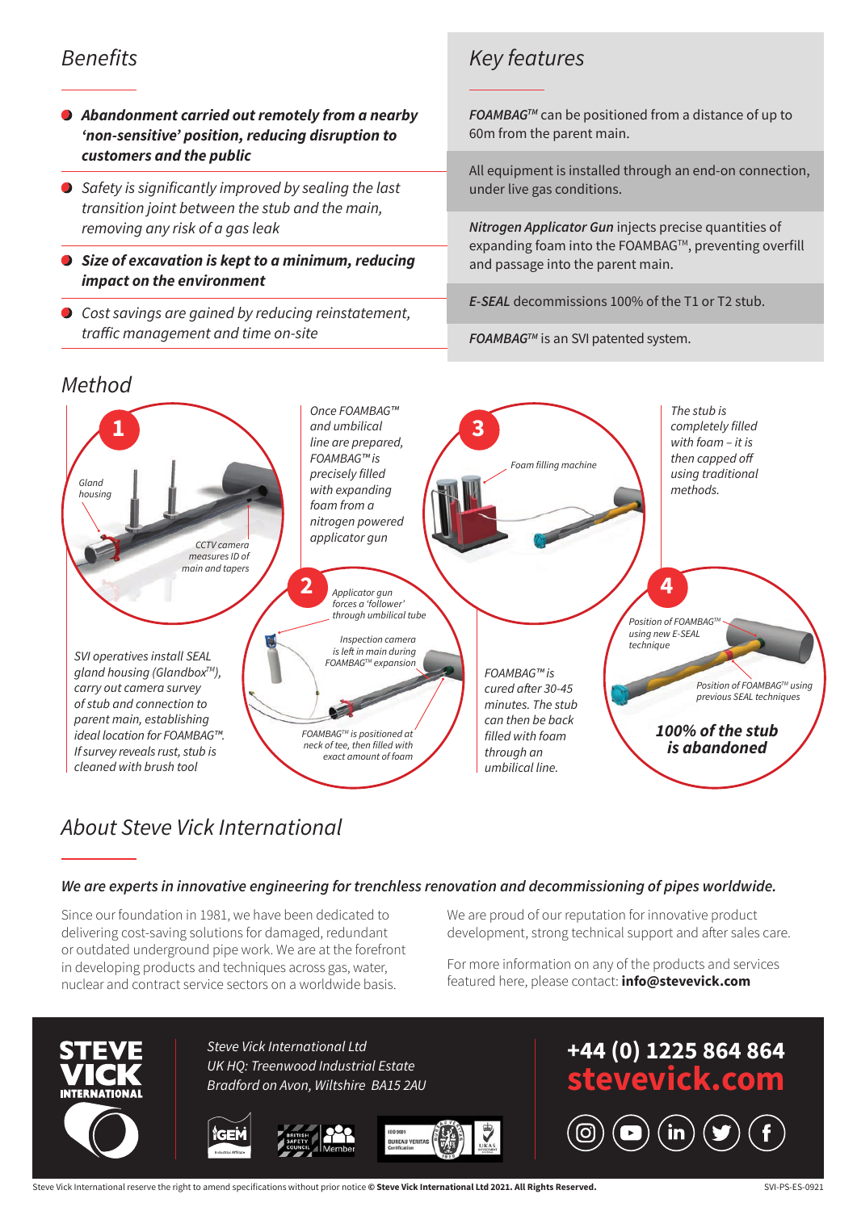## Benefits

- ***Abandonment carried out remotely from a nearby 'non-sensitive' position, reducing disruption to customers and the public***
- *Safety is significantly improved by sealing the last transition joint between the stub and the main, removing any risk of a gas leak*
- ***Size of excavation is kept to a minimum, reducing impact on the environment***
- *Cost savings are gained by reducing reinstatement, traffic management and time on-site*

## Key features

***FOAMBAG™*** can be positioned from a distance of up to 60m from the parent main.

All equipment is installed through an end-on connection, under live gas conditions.

***Nitrogen Applicator Gun*** injects precise quantities of expanding foam into the FOAMBAG™, preventing overfill and passage into the parent main.

***E-SEAL*** decommissions 100% of the T1 or T2 stub.

***FOAMBAG™*** is an SVI patented system.

## Method

**1**

Gland housing

CCTV camera measures ID of main and tapers

*SVI operatives install SEAL gland housing (Glandbox™), carry out camera survey of stub and connection to parent main, establishing ideal location for FOAMBAG™. If survey reveals rust, stub is cleaned with brush tool*

**2**

*Once FOAMBAG™ and umbilical line are prepared, FOAMBAG™ is precisely filled with expanding foam from a nitrogen powered applicator gun*

Applicator gun forces a 'follower' through umbilical tube

Inspection camera is left in main during FOAMBAG™ expansion

FOAMBAG™ is positioned at neck of tee, then filled with exact amount of foam

**3**

Foam filling machine

*FOAMBAG™ is cured after 30-45 minutes. The stub can then be back filled with foam through an umbilical line.*

*The stub is completely filled with foam – it is then capped off using traditional methods.*

**4**

Position of FOAMBAG™ using new E-SEAL technique

Position of FOAMBAG™ using previous SEAL techniques

***100% of the stub is abandoned***

## About Steve Vick International

***We are experts in innovative engineering for trenchless renovation and decommissioning of pipes worldwide.***

Since our foundation in 1981, we have been dedicated to delivering cost-saving solutions for damaged, redundant or outdated underground pipe work. We are at the forefront in developing products and techniques across gas, water, nuclear and contract service sectors on a worldwide basis.

We are proud of our reputation for innovative product development, strong technical support and after sales care.

For more information on any of the products and services featured here, please contact: **info@stevevick.com**

**STEVE VICK INTERNATIONAL**

*Steve Vick International Ltd*
*UK HQ: Treenwood Industrial Estate*
*Bradford on Avon, Wiltshire BA15 2AU*

**+44 (0) 1225 864 864**
**stevevick.com**

Steve Vick International reserve the right to amend specifications without prior notice **© Steve Vick International Ltd 2021. All Rights Reserved.**

SVI-PS-ES-0921